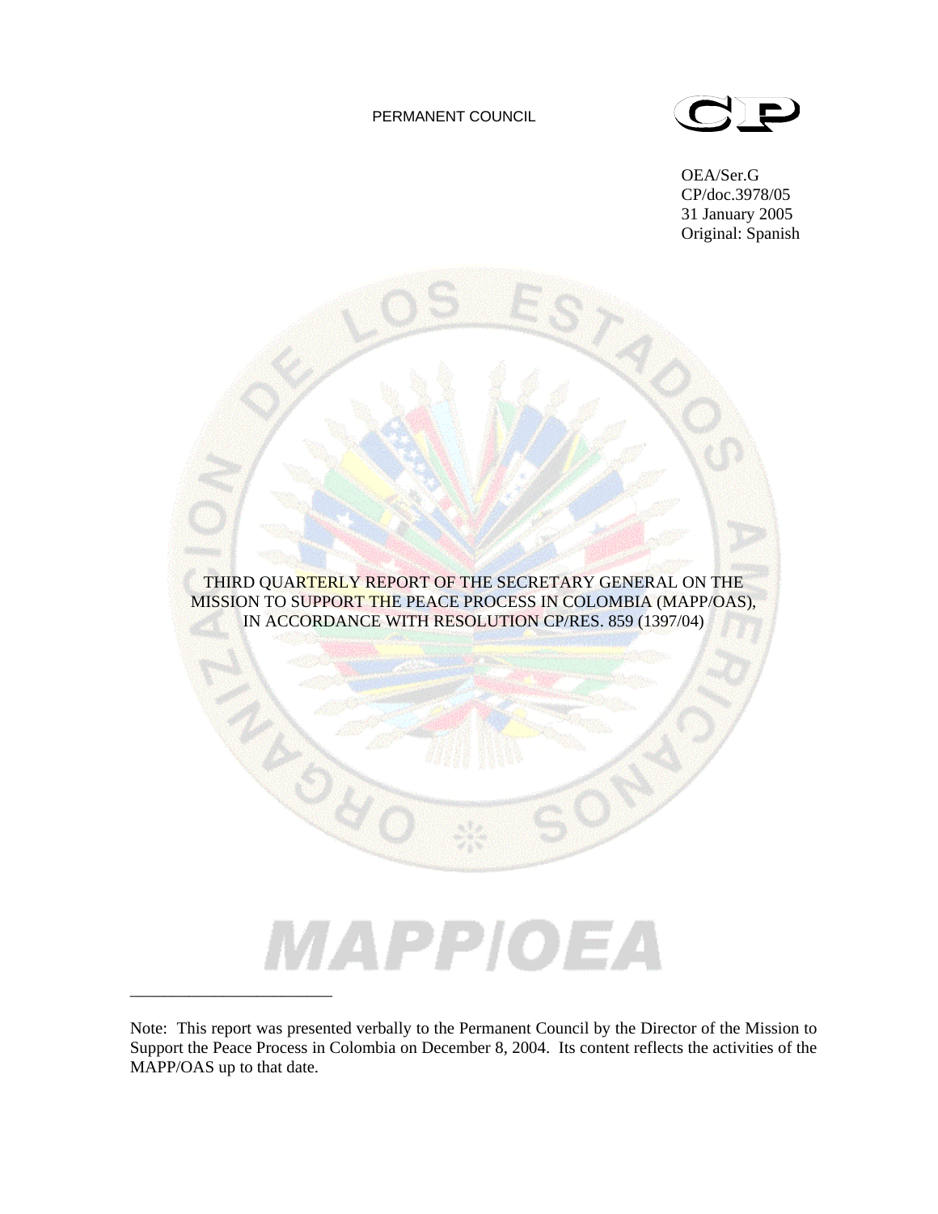PERMANENT COUNCIL

CP

OEA/Ser.G
CP/doc.3978/05
31 January 2005
Original: Spanish

# THIRD QUARTERLY REPORT OF THE SECRETARY GENERAL ON THE MISSION TO SUPPORT THE PEACE PROCESS IN COLOMBIA (MAPP/OAS), IN ACCORDANCE WITH RESOLUTION CP/RES. 859 (1397/04)

MAPP/OEA

---

Note: This report was presented verbally to the Permanent Council by the Director of the Mission to Support the Peace Process in Colombia on December 8, 2004. Its content reflects the activities of the MAPP/OAS up to that date.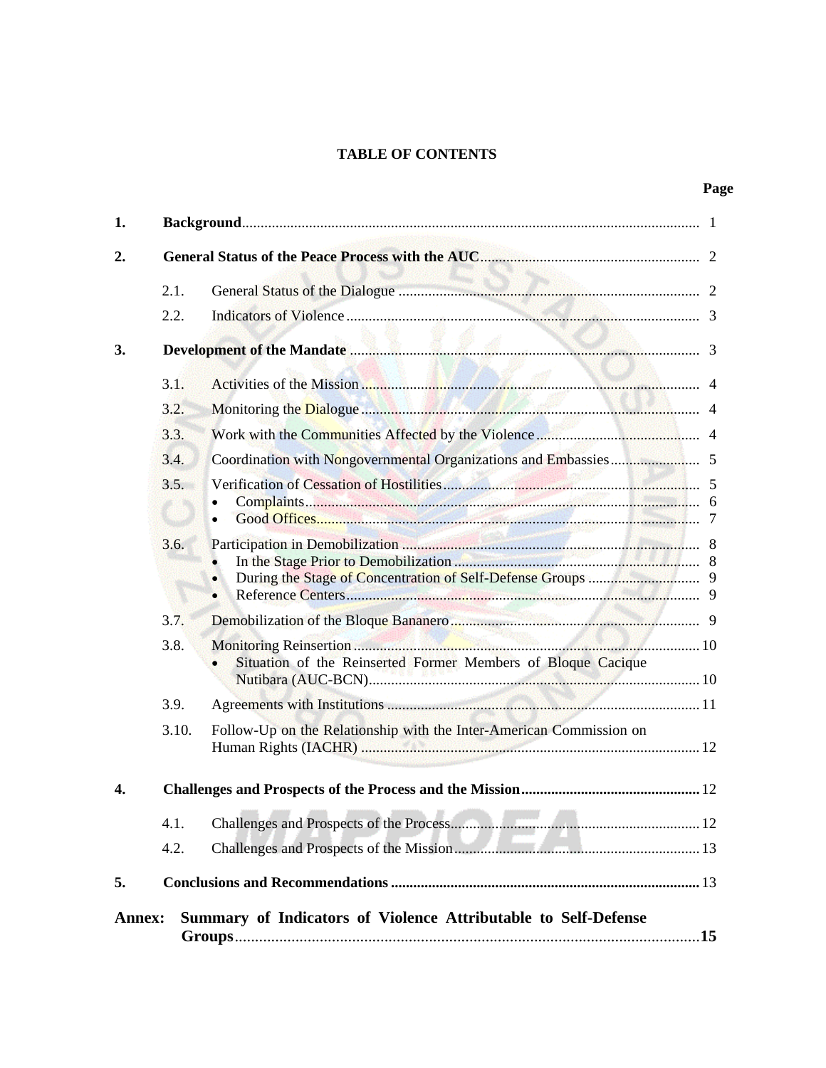# TABLE OF CONTENTS

| | | Page |
|---|---|---|
| **1.** | **Background** | 1 |
| **2.** | **General Status of the Peace Process with the AUC** | 2 |
| 2.1. | General Status of the Dialogue | 2 |
| 2.2. | Indicators of Violence | 3 |
| **3.** | **Development of the Mandate** | 3 |
| 3.1. | Activities of the Mission | 4 |
| 3.2. | Monitoring the Dialogue | 4 |
| 3.3. | Work with the Communities Affected by the Violence | 4 |
| 3.4. | Coordination with Nongovernmental Organizations and Embassies | 5 |
| 3.5. | Verification of Cessation of Hostilities | 5 |
| | • Complaints | 6 |
| | • Good Offices | 7 |
| 3.6. | Participation in Demobilization | 8 |
| | • In the Stage Prior to Demobilization | 8 |
| | • During the Stage of Concentration of Self-Defense Groups | 9 |
| | • Reference Centers | 9 |
| 3.7. | Demobilization of the Bloque Bananero | 9 |
| 3.8. | Monitoring Reinsertion | 10 |
| | • Situation of the Reinserted Former Members of Bloque Cacique Nutibara (AUC-BCN) | 10 |
| 3.9. | Agreements with Institutions | 11 |
| 3.10. | Follow-Up on the Relationship with the Inter-American Commission on Human Rights (IACHR) | 12 |
| **4.** | **Challenges and Prospects of the Process and the Mission** | 12 |
| 4.1. | Challenges and Prospects of the Process | 12 |
| 4.2. | Challenges and Prospects of the Mission | 13 |
| **5.** | **Conclusions and Recommendations** | 13 |
| **Annex:** | **Summary of Indicators of Violence Attributable to Self-Defense Groups** | **15** |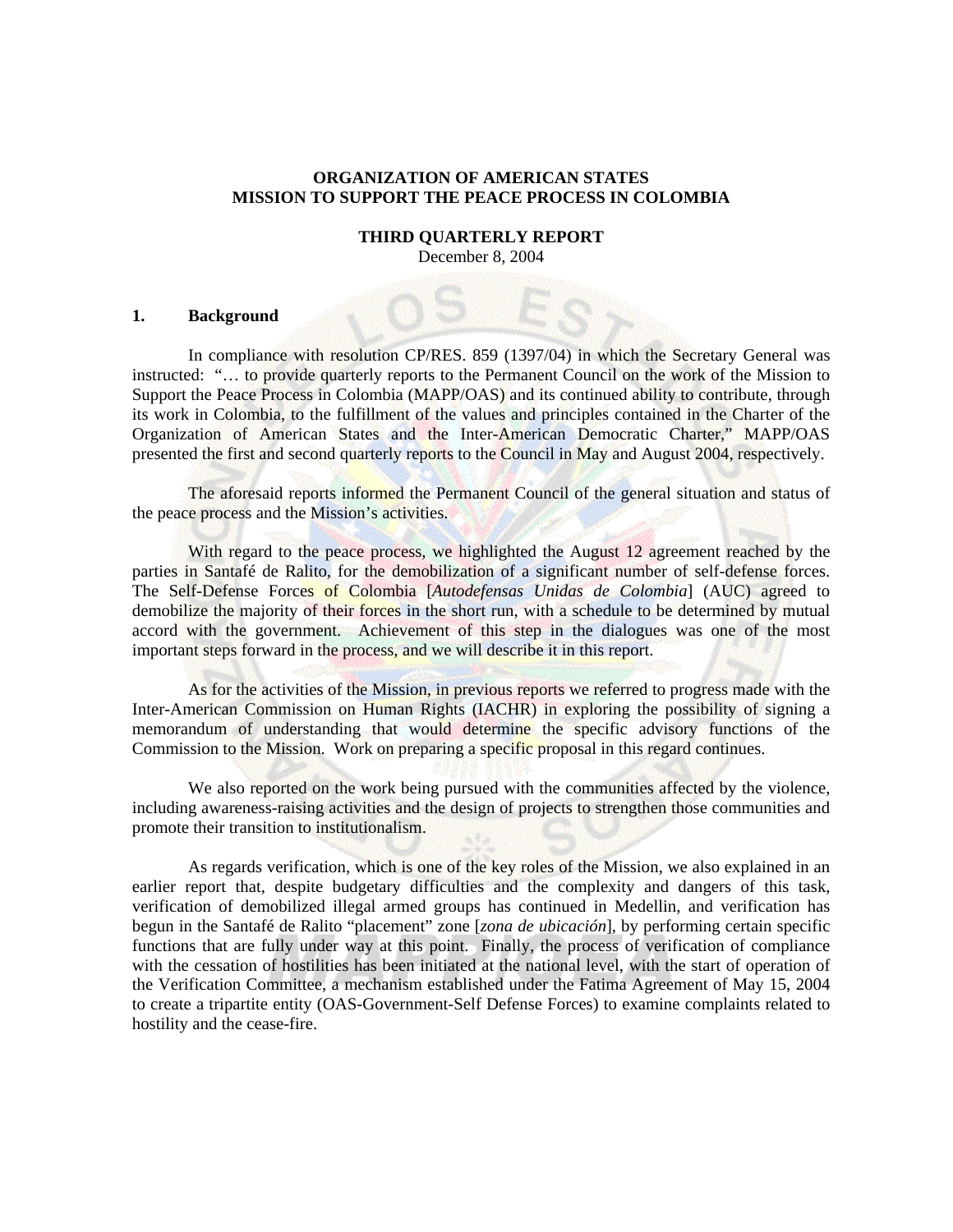**ORGANIZATION OF AMERICAN STATES**
**MISSION TO SUPPORT THE PEACE PROCESS IN COLOMBIA**

**THIRD QUARTERLY REPORT**
December 8, 2004

## 1. Background

In compliance with resolution CP/RES. 859 (1397/04) in which the Secretary General was instructed: "… to provide quarterly reports to the Permanent Council on the work of the Mission to Support the Peace Process in Colombia (MAPP/OAS) and its continued ability to contribute, through its work in Colombia, to the fulfillment of the values and principles contained in the Charter of the Organization of American States and the Inter-American Democratic Charter," MAPP/OAS presented the first and second quarterly reports to the Council in May and August 2004, respectively.

The aforesaid reports informed the Permanent Council of the general situation and status of the peace process and the Mission's activities.

With regard to the peace process, we highlighted the August 12 agreement reached by the parties in Santafé de Ralito, for the demobilization of a significant number of self-defense forces. The Self-Defense Forces of Colombia [*Autodefensas Unidas de Colombia*] (AUC) agreed to demobilize the majority of their forces in the short run, with a schedule to be determined by mutual accord with the government. Achievement of this step in the dialogues was one of the most important steps forward in the process, and we will describe it in this report.

As for the activities of the Mission, in previous reports we referred to progress made with the Inter-American Commission on Human Rights (IACHR) in exploring the possibility of signing a memorandum of understanding that would determine the specific advisory functions of the Commission to the Mission. Work on preparing a specific proposal in this regard continues.

We also reported on the work being pursued with the communities affected by the violence, including awareness-raising activities and the design of projects to strengthen those communities and promote their transition to institutionalism.

As regards verification, which is one of the key roles of the Mission, we also explained in an earlier report that, despite budgetary difficulties and the complexity and dangers of this task, verification of demobilized illegal armed groups has continued in Medellin, and verification has begun in the Santafé de Ralito "placement" zone [*zona de ubicación*], by performing certain specific functions that are fully under way at this point. Finally, the process of verification of compliance with the cessation of hostilities has been initiated at the national level, with the start of operation of the Verification Committee, a mechanism established under the Fatima Agreement of May 15, 2004 to create a tripartite entity (OAS-Government-Self Defense Forces) to examine complaints related to hostility and the cease-fire.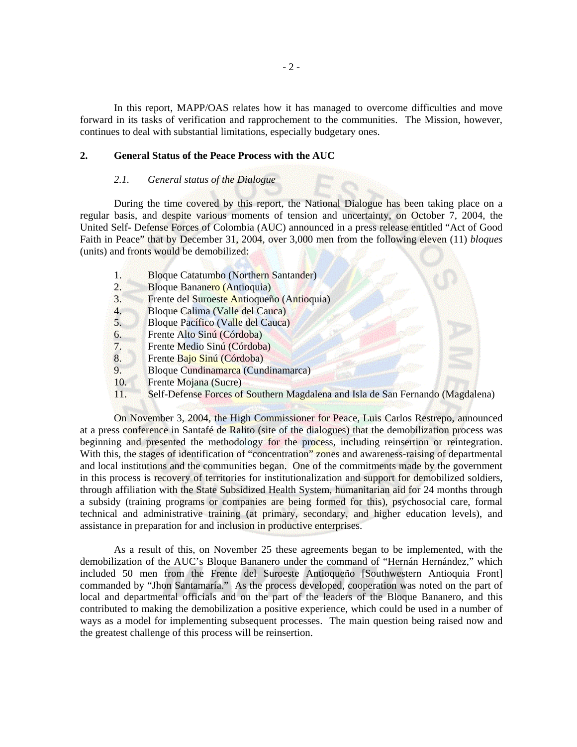In this report, MAPP/OAS relates how it has managed to overcome difficulties and move forward in its tasks of verification and rapprochement to the communities. The Mission, however, continues to deal with substantial limitations, especially budgetary ones.

## 2. General Status of the Peace Process with the AUC

### *2.1. General status of the Dialogue*

During the time covered by this report, the National Dialogue has been taking place on a regular basis, and despite various moments of tension and uncertainty, on October 7, 2004, the United Self- Defense Forces of Colombia (AUC) announced in a press release entitled "Act of Good Faith in Peace" that by December 31, 2004, over 3,000 men from the following eleven (11) *bloques* (units) and fronts would be demobilized:

1. Bloque Catatumbo (Northern Santander)
2. Bloque Bananero (Antioquia)
3. Frente del Suroeste Antioqueño (Antioquia)
4. Bloque Calima (Valle del Cauca)
5. Bloque Pacífico (Valle del Cauca)
6. Frente Alto Sinú (Córdoba)
7. Frente Medio Sinú (Córdoba)
8. Frente Bajo Sinú (Córdoba)
9. Bloque Cundinamarca (Cundinamarca)
10. Frente Mojana (Sucre)
11. Self-Defense Forces of Southern Magdalena and Isla de San Fernando (Magdalena)

On November 3, 2004, the High Commissioner for Peace, Luis Carlos Restrepo, announced at a press conference in Santafé de Ralito (site of the dialogues) that the demobilization process was beginning and presented the methodology for the process, including reinsertion or reintegration. With this, the stages of identification of "concentration" zones and awareness-raising of departmental and local institutions and the communities began. One of the commitments made by the government in this process is recovery of territories for institutionalization and support for demobilized soldiers, through affiliation with the State Subsidized Health System, humanitarian aid for 24 months through a subsidy (training programs or companies are being formed for this), psychosocial care, formal technical and administrative training (at primary, secondary, and higher education levels), and assistance in preparation for and inclusion in productive enterprises.

As a result of this, on November 25 these agreements began to be implemented, with the demobilization of the AUC's Bloque Bananero under the command of "Hernán Hernández," which included 50 men from the Frente del Suroeste Antioqueño [Southwestern Antioquia Front] commanded by "Jhon Santamaría." As the process developed, cooperation was noted on the part of local and departmental officials and on the part of the leaders of the Bloque Bananero, and this contributed to making the demobilization a positive experience, which could be used in a number of ways as a model for implementing subsequent processes. The main question being raised now and the greatest challenge of this process will be reinsertion.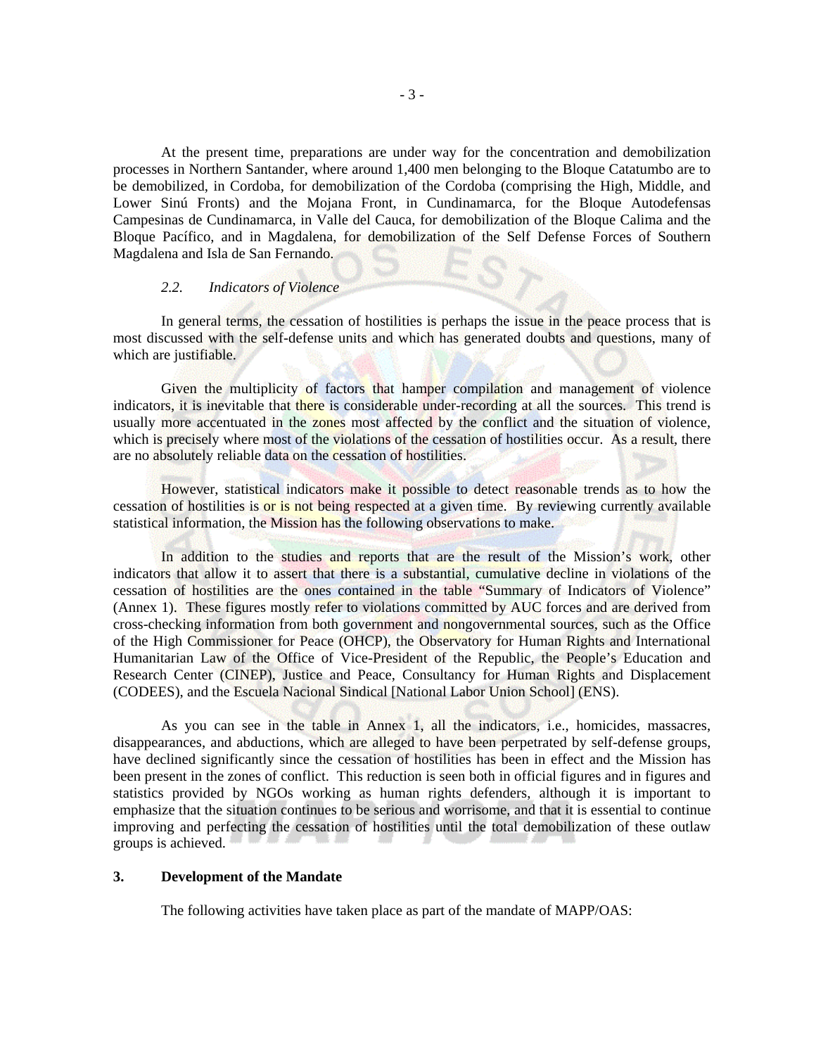At the present time, preparations are under way for the concentration and demobilization processes in Northern Santander, where around 1,400 men belonging to the Bloque Catatumbo are to be demobilized, in Cordoba, for demobilization of the Cordoba (comprising the High, Middle, and Lower Sinú Fronts) and the Mojana Front, in Cundinamarca, for the Bloque Autodefensas Campesinas de Cundinamarca, in Valle del Cauca, for demobilization of the Bloque Calima and the Bloque Pacífico, and in Magdalena, for demobilization of the Self Defense Forces of Southern Magdalena and Isla de San Fernando.

### *2.2. Indicators of Violence*

In general terms, the cessation of hostilities is perhaps the issue in the peace process that is most discussed with the self-defense units and which has generated doubts and questions, many of which are justifiable.

Given the multiplicity of factors that hamper compilation and management of violence indicators, it is inevitable that there is considerable under-recording at all the sources. This trend is usually more accentuated in the zones most affected by the conflict and the situation of violence, which is precisely where most of the violations of the cessation of hostilities occur. As a result, there are no absolutely reliable data on the cessation of hostilities.

However, statistical indicators make it possible to detect reasonable trends as to how the cessation of hostilities is or is not being respected at a given time. By reviewing currently available statistical information, the Mission has the following observations to make.

In addition to the studies and reports that are the result of the Mission's work, other indicators that allow it to assert that there is a substantial, cumulative decline in violations of the cessation of hostilities are the ones contained in the table "Summary of Indicators of Violence" (Annex 1). These figures mostly refer to violations committed by AUC forces and are derived from cross-checking information from both government and nongovernmental sources, such as the Office of the High Commissioner for Peace (OHCP), the Observatory for Human Rights and International Humanitarian Law of the Office of Vice-President of the Republic, the People's Education and Research Center (CINEP), Justice and Peace, Consultancy for Human Rights and Displacement (CODEES), and the Escuela Nacional Sindical [National Labor Union School] (ENS).

As you can see in the table in Annex 1, all the indicators, i.e., homicides, massacres, disappearances, and abductions, which are alleged to have been perpetrated by self-defense groups, have declined significantly since the cessation of hostilities has been in effect and the Mission has been present in the zones of conflict. This reduction is seen both in official figures and in figures and statistics provided by NGOs working as human rights defenders, although it is important to emphasize that the situation continues to be serious and worrisome, and that it is essential to continue improving and perfecting the cessation of hostilities until the total demobilization of these outlaw groups is achieved.

## 3. Development of the Mandate

The following activities have taken place as part of the mandate of MAPP/OAS: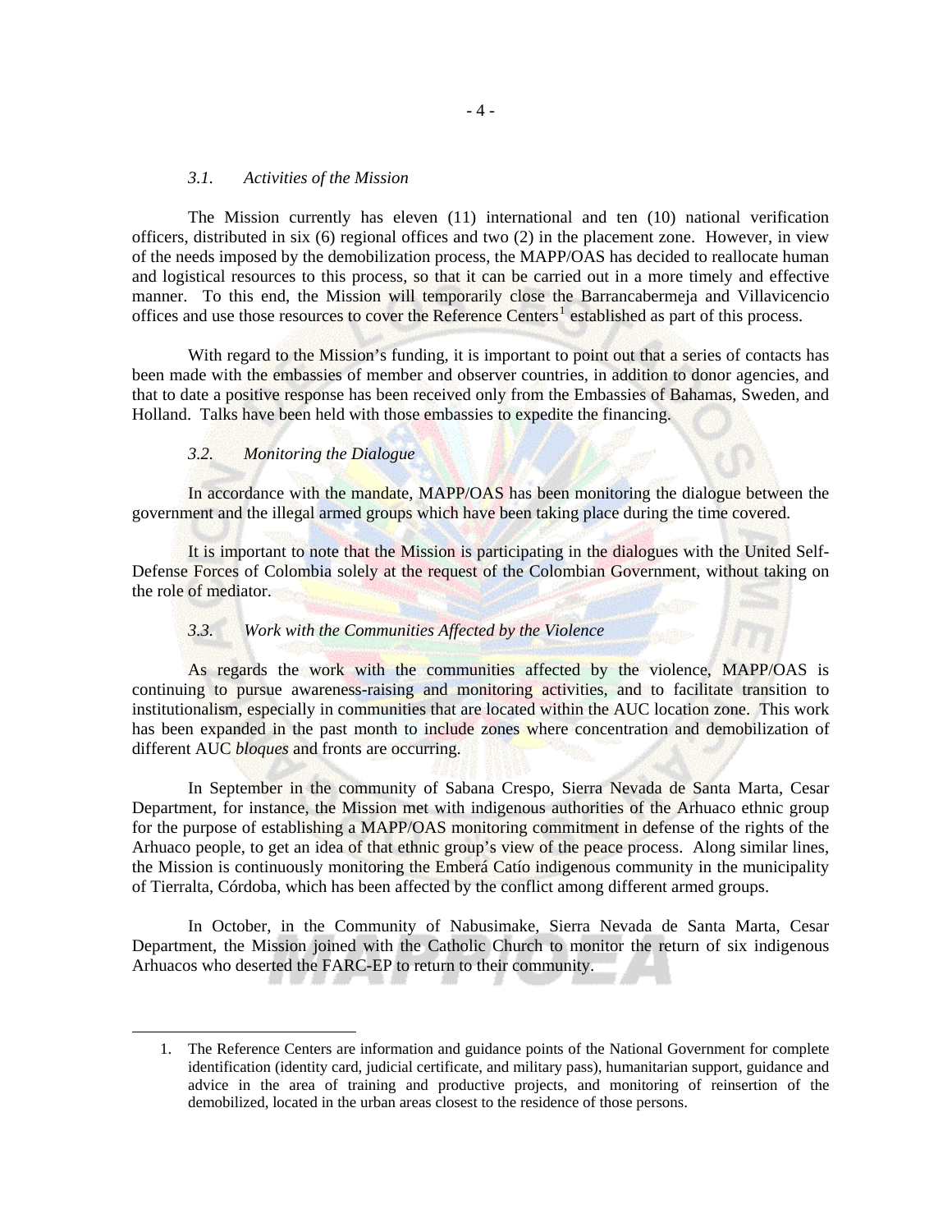### *3.1. Activities of the Mission*

The Mission currently has eleven (11) international and ten (10) national verification officers, distributed in six (6) regional offices and two (2) in the placement zone. However, in view of the needs imposed by the demobilization process, the MAPP/OAS has decided to reallocate human and logistical resources to this process, so that it can be carried out in a more timely and effective manner. To this end, the Mission will temporarily close the Barrancabermeja and Villavicencio offices and use those resources to cover the Reference Centers[1] established as part of this process.

With regard to the Mission's funding, it is important to point out that a series of contacts has been made with the embassies of member and observer countries, in addition to donor agencies, and that to date a positive response has been received only from the Embassies of Bahamas, Sweden, and Holland. Talks have been held with those embassies to expedite the financing.

### *3.2. Monitoring the Dialogue*

In accordance with the mandate, MAPP/OAS has been monitoring the dialogue between the government and the illegal armed groups which have been taking place during the time covered.

It is important to note that the Mission is participating in the dialogues with the United Self-Defense Forces of Colombia solely at the request of the Colombian Government, without taking on the role of mediator.

### *3.3. Work with the Communities Affected by the Violence*

As regards the work with the communities affected by the violence, MAPP/OAS is continuing to pursue awareness-raising and monitoring activities, and to facilitate transition to institutionalism, especially in communities that are located within the AUC location zone. This work has been expanded in the past month to include zones where concentration and demobilization of different AUC *bloques* and fronts are occurring.

In September in the community of Sabana Crespo, Sierra Nevada de Santa Marta, Cesar Department, for instance, the Mission met with indigenous authorities of the Arhuaco ethnic group for the purpose of establishing a MAPP/OAS monitoring commitment in defense of the rights of the Arhuaco people, to get an idea of that ethnic group's view of the peace process. Along similar lines, the Mission is continuously monitoring the Emberá Catío indigenous community in the municipality of Tierralta, Córdoba, which has been affected by the conflict among different armed groups.

In October, in the Community of Nabusimake, Sierra Nevada de Santa Marta, Cesar Department, the Mission joined with the Catholic Church to monitor the return of six indigenous Arhuacos who deserted the FARC-EP to return to their community.

---

1. The Reference Centers are information and guidance points of the National Government for complete identification (identity card, judicial certificate, and military pass), humanitarian support, guidance and advice in the area of training and productive projects, and monitoring of reinsertion of the demobilized, located in the urban areas closest to the residence of those persons.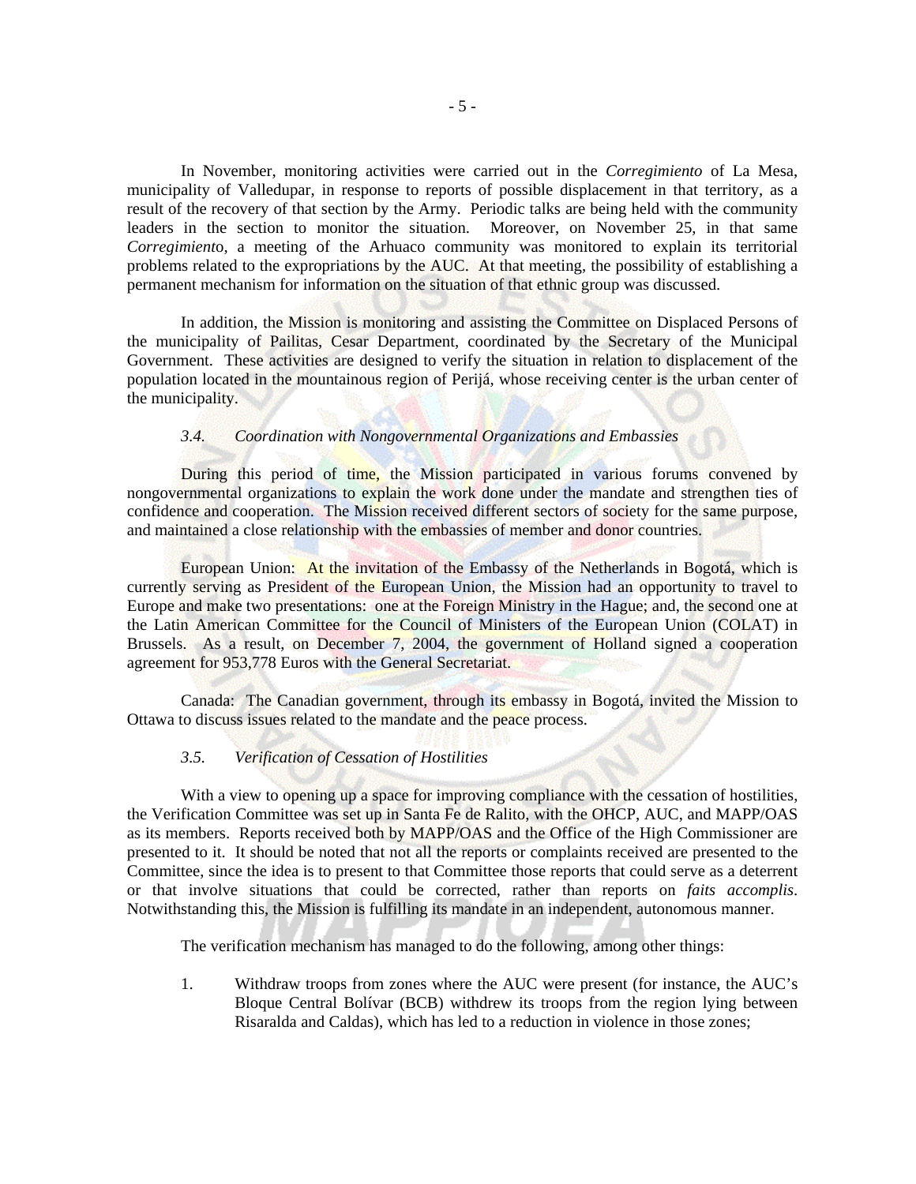In November, monitoring activities were carried out in the *Corregimiento* of La Mesa, municipality of Valledupar, in response to reports of possible displacement in that territory, as a result of the recovery of that section by the Army. Periodic talks are being held with the community leaders in the section to monitor the situation. Moreover, on November 25, in that same *Corregimient*o, a meeting of the Arhuaco community was monitored to explain its territorial problems related to the expropriations by the AUC. At that meeting, the possibility of establishing a permanent mechanism for information on the situation of that ethnic group was discussed.

In addition, the Mission is monitoring and assisting the Committee on Displaced Persons of the municipality of Pailitas, Cesar Department, coordinated by the Secretary of the Municipal Government. These activities are designed to verify the situation in relation to displacement of the population located in the mountainous region of Perijá, whose receiving center is the urban center of the municipality.

### *3.4. Coordination with Nongovernmental Organizations and Embassies*

During this period of time, the Mission participated in various forums convened by nongovernmental organizations to explain the work done under the mandate and strengthen ties of confidence and cooperation. The Mission received different sectors of society for the same purpose, and maintained a close relationship with the embassies of member and donor countries.

European Union: At the invitation of the Embassy of the Netherlands in Bogotá, which is currently serving as President of the European Union, the Mission had an opportunity to travel to Europe and make two presentations: one at the Foreign Ministry in the Hague; and, the second one at the Latin American Committee for the Council of Ministers of the European Union (COLAT) in Brussels. As a result, on December 7, 2004, the government of Holland signed a cooperation agreement for 953,778 Euros with the General Secretariat.

Canada: The Canadian government, through its embassy in Bogotá, invited the Mission to Ottawa to discuss issues related to the mandate and the peace process.

### *3.5. Verification of Cessation of Hostilities*

With a view to opening up a space for improving compliance with the cessation of hostilities, the Verification Committee was set up in Santa Fe de Ralito, with the OHCP, AUC, and MAPP/OAS as its members. Reports received both by MAPP/OAS and the Office of the High Commissioner are presented to it. It should be noted that not all the reports or complaints received are presented to the Committee, since the idea is to present to that Committee those reports that could serve as a deterrent or that involve situations that could be corrected, rather than reports on *faits accomplis*. Notwithstanding this, the Mission is fulfilling its mandate in an independent, autonomous manner.

The verification mechanism has managed to do the following, among other things:

1. Withdraw troops from zones where the AUC were present (for instance, the AUC's Bloque Central Bolívar (BCB) withdrew its troops from the region lying between Risaralda and Caldas), which has led to a reduction in violence in those zones;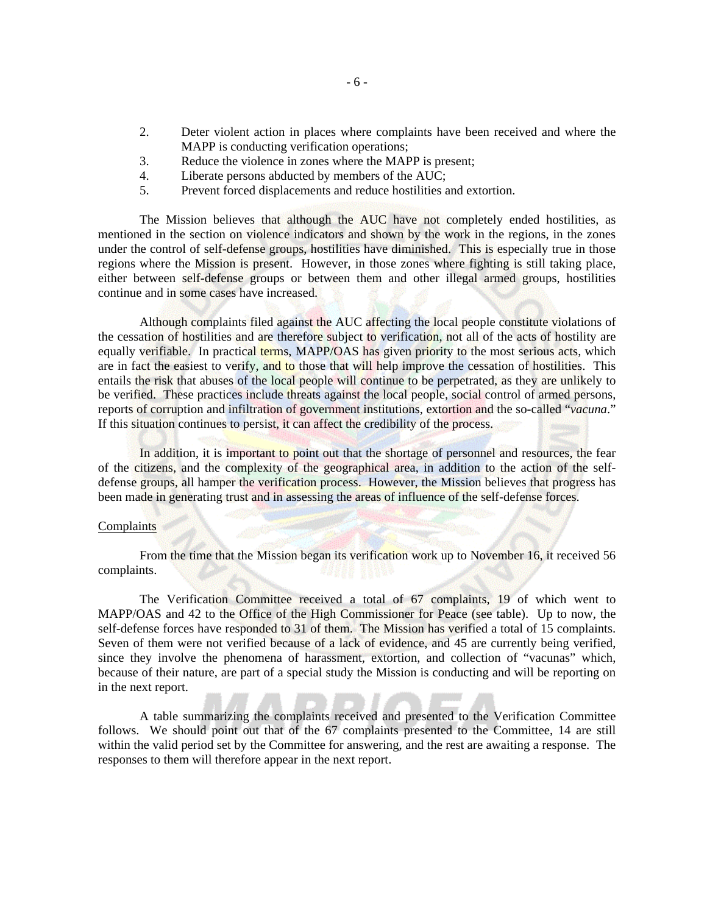2. Deter violent action in places where complaints have been received and where the MAPP is conducting verification operations;
3. Reduce the violence in zones where the MAPP is present;
4. Liberate persons abducted by members of the AUC;
5. Prevent forced displacements and reduce hostilities and extortion.

The Mission believes that although the AUC have not completely ended hostilities, as mentioned in the section on violence indicators and shown by the work in the regions, in the zones under the control of self-defense groups, hostilities have diminished. This is especially true in those regions where the Mission is present. However, in those zones where fighting is still taking place, either between self-defense groups or between them and other illegal armed groups, hostilities continue and in some cases have increased.

Although complaints filed against the AUC affecting the local people constitute violations of the cessation of hostilities and are therefore subject to verification, not all of the acts of hostility are equally verifiable. In practical terms, MAPP/OAS has given priority to the most serious acts, which are in fact the easiest to verify, and to those that will help improve the cessation of hostilities. This entails the risk that abuses of the local people will continue to be perpetrated, as they are unlikely to be verified. These practices include threats against the local people, social control of armed persons, reports of corruption and infiltration of government institutions, extortion and the so-called "*vacuna*." If this situation continues to persist, it can affect the credibility of the process.

In addition, it is important to point out that the shortage of personnel and resources, the fear of the citizens, and the complexity of the geographical area, in addition to the action of the self-defense groups, all hamper the verification process. However, the Mission believes that progress has been made in generating trust and in assessing the areas of influence of the self-defense forces.

Complaints

From the time that the Mission began its verification work up to November 16, it received 56 complaints.

The Verification Committee received a total of 67 complaints, 19 of which went to MAPP/OAS and 42 to the Office of the High Commissioner for Peace (see table). Up to now, the self-defense forces have responded to 31 of them. The Mission has verified a total of 15 complaints. Seven of them were not verified because of a lack of evidence, and 45 are currently being verified, since they involve the phenomena of harassment, extortion, and collection of "vacunas" which, because of their nature, are part of a special study the Mission is conducting and will be reporting on in the next report.

A table summarizing the complaints received and presented to the Verification Committee follows. We should point out that of the 67 complaints presented to the Committee, 14 are still within the valid period set by the Committee for answering, and the rest are awaiting a response. The responses to them will therefore appear in the next report.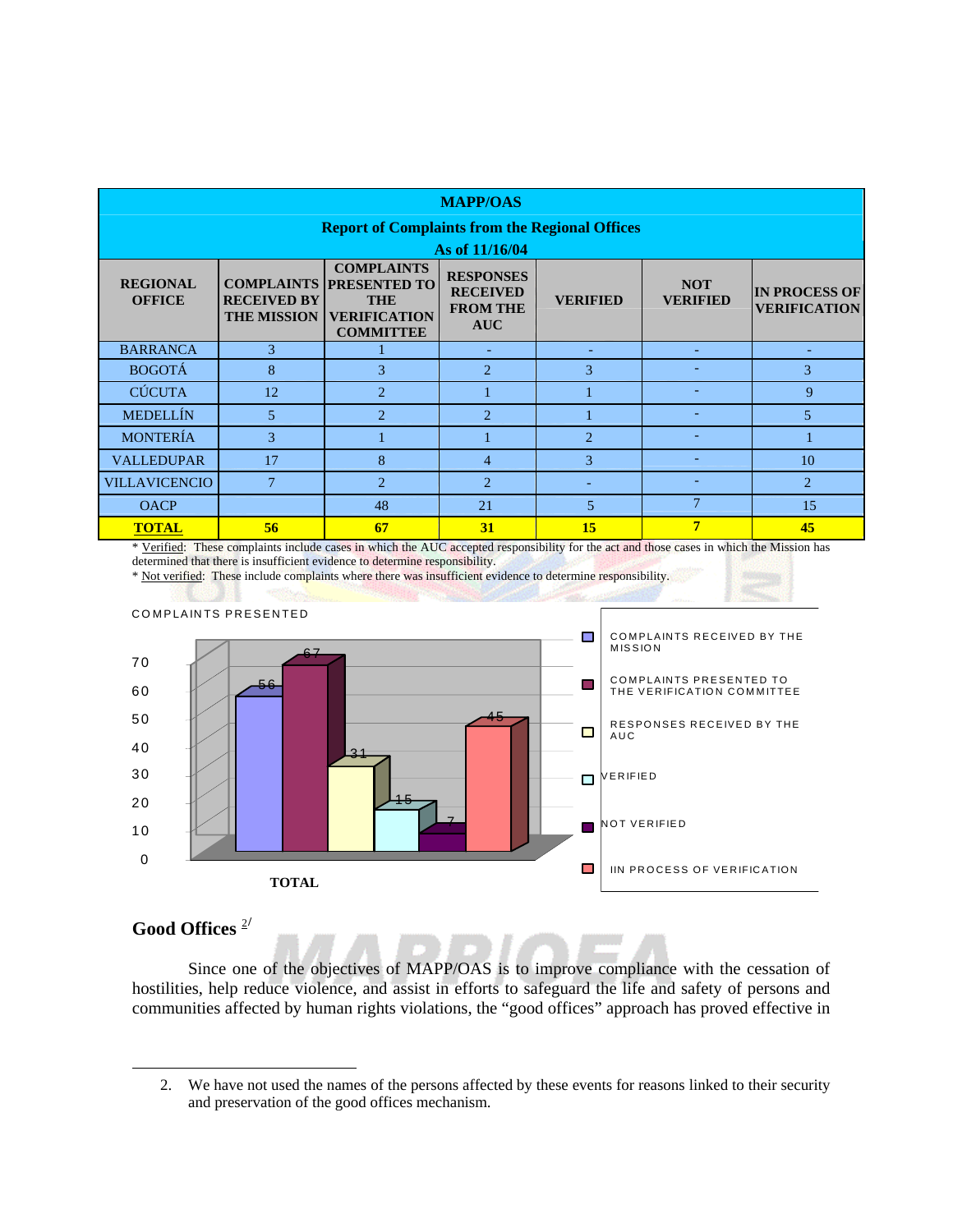| MAPP/OAS Report of Complaints from the Regional Offices As of 11/16/04 | | | | | | |
|---|---|---|---|---|---|---|
| REGIONAL OFFICE | COMPLAINTS RECEIVED BY THE MISSION | COMPLAINTS PRESENTED TO THE VERIFICATION COMMITTEE | RESPONSES RECEIVED FROM THE AUC | VERIFIED | NOT VERIFIED | IN PROCESS OF VERIFICATION |
| BARRANCA | 3 | 1 | - | - | - | - |
| BOGOTÁ | 8 | 3 | 2 | 3 | - | 3 |
| CÚCUTA | 12 | 2 | 1 | 1 | - | 9 |
| MEDELLÍN | 5 | 2 | 2 | 1 | - | 5 |
| MONTERÍA | 3 | 1 | 1 | 2 | - | 1 |
| VALLEDUPAR | 17 | 8 | 4 | 3 | - | 10 |
| VILLAVICENCIO | 7 | 2 | 2 | - | - | 2 |
| OACP | | 48 | 21 | 5 | 7 | 15 |
| **TOTAL** | **56** | **67** | **31** | **15** | **7** | **45** |

* Verified: These complaints include cases in which the AUC accepted responsibility for the act and those cases in which the Mission has determined that there is insufficient evidence to determine responsibility.
* Not verified: These include complaints where there was insufficient evidence to determine responsibility.

COMPLAINTS PRESENTED

| | TOTAL |
|---|---|
| COMPLAINTS RECEIVED BY THE MISSION | 56 |
| COMPLAINTS PRESENTED TO THE VERIFICATION COMMITTEE | 67 |
| RESPONSES RECEIVED BY THE AUC | 31 |
| VERIFIED | 15 |
| NOT VERIFIED | 7 |
| IIN PROCESS OF VERIFICATION | 45 |

## Good Offices [2]

Since one of the objectives of MAPP/OAS is to improve compliance with the cessation of hostilities, help reduce violence, and assist in efforts to safeguard the life and safety of persons and communities affected by human rights violations, the "good offices" approach has proved effective in

2. We have not used the names of the persons affected by these events for reasons linked to their security and preservation of the good offices mechanism.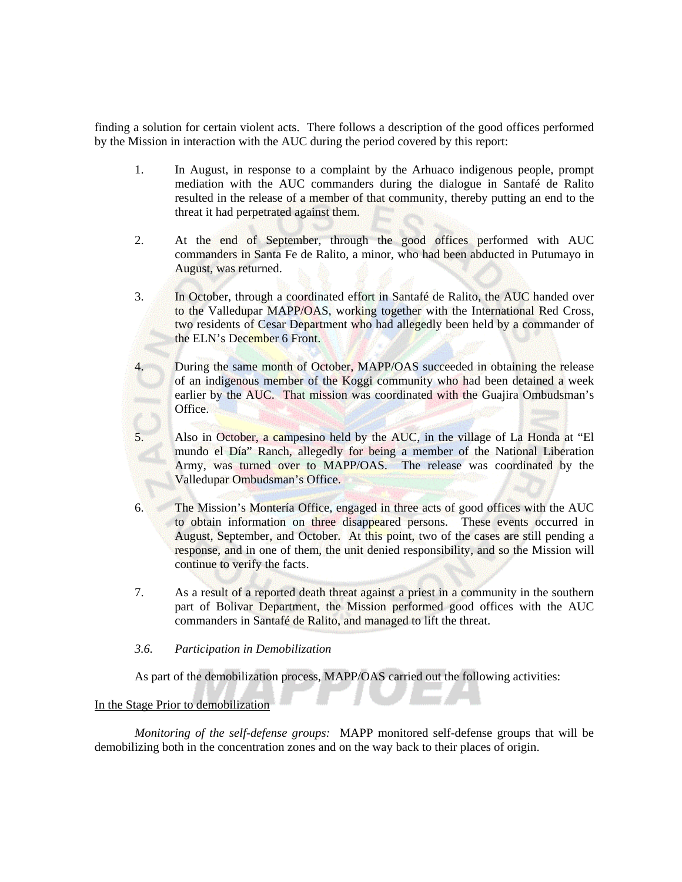finding a solution for certain violent acts. There follows a description of the good offices performed by the Mission in interaction with the AUC during the period covered by this report:

1. In August, in response to a complaint by the Arhuaco indigenous people, prompt mediation with the AUC commanders during the dialogue in Santafé de Ralito resulted in the release of a member of that community, thereby putting an end to the threat it had perpetrated against them.

2. At the end of September, through the good offices performed with AUC commanders in Santa Fe de Ralito, a minor, who had been abducted in Putumayo in August, was returned.

3. In October, through a coordinated effort in Santafé de Ralito, the AUC handed over to the Valledupar MAPP/OAS, working together with the International Red Cross, two residents of Cesar Department who had allegedly been held by a commander of the ELN's December 6 Front.

4. During the same month of October, MAPP/OAS succeeded in obtaining the release of an indigenous member of the Koggi community who had been detained a week earlier by the AUC. That mission was coordinated with the Guajira Ombudsman's Office.

5. Also in October, a campesino held by the AUC, in the village of La Honda at "El mundo el Día" Ranch, allegedly for being a member of the National Liberation Army, was turned over to MAPP/OAS. The release was coordinated by the Valledupar Ombudsman's Office.

6. The Mission's Montería Office, engaged in three acts of good offices with the AUC to obtain information on three disappeared persons. These events occurred in August, September, and October. At this point, two of the cases are still pending a response, and in one of them, the unit denied responsibility, and so the Mission will continue to verify the facts.

7. As a result of a reported death threat against a priest in a community in the southern part of Bolivar Department, the Mission performed good offices with the AUC commanders in Santafé de Ralito, and managed to lift the threat.

### *3.6. Participation in Demobilization*

As part of the demobilization process, MAPP/OAS carried out the following activities:

<u>In the Stage Prior to demobilization</u>

*Monitoring of the self-defense groups:* MAPP monitored self-defense groups that will be demobilizing both in the concentration zones and on the way back to their places of origin.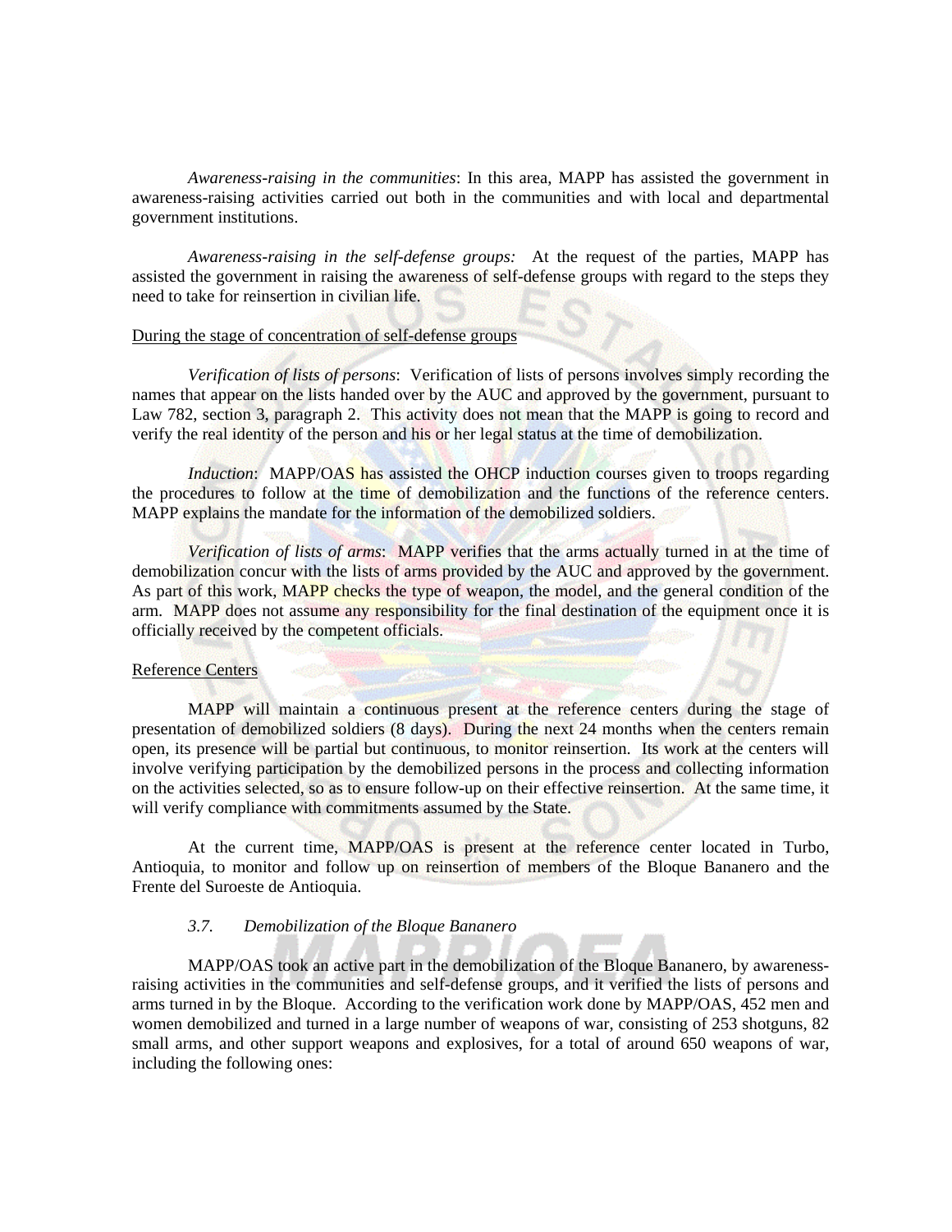*Awareness-raising in the communities*: In this area, MAPP has assisted the government in awareness-raising activities carried out both in the communities and with local and departmental government institutions.

*Awareness-raising in the self-defense groups:* At the request of the parties, MAPP has assisted the government in raising the awareness of self-defense groups with regard to the steps they need to take for reinsertion in civilian life.

During the stage of concentration of self-defense groups

*Verification of lists of persons*: Verification of lists of persons involves simply recording the names that appear on the lists handed over by the AUC and approved by the government, pursuant to Law 782, section 3, paragraph 2. This activity does not mean that the MAPP is going to record and verify the real identity of the person and his or her legal status at the time of demobilization.

*Induction*: MAPP/OAS has assisted the OHCP induction courses given to troops regarding the procedures to follow at the time of demobilization and the functions of the reference centers. MAPP explains the mandate for the information of the demobilized soldiers.

*Verification of lists of arms*: MAPP verifies that the arms actually turned in at the time of demobilization concur with the lists of arms provided by the AUC and approved by the government. As part of this work, MAPP checks the type of weapon, the model, and the general condition of the arm. MAPP does not assume any responsibility for the final destination of the equipment once it is officially received by the competent officials.

Reference Centers

MAPP will maintain a continuous present at the reference centers during the stage of presentation of demobilized soldiers (8 days). During the next 24 months when the centers remain open, its presence will be partial but continuous, to monitor reinsertion. Its work at the centers will involve verifying participation by the demobilized persons in the process and collecting information on the activities selected, so as to ensure follow-up on their effective reinsertion. At the same time, it will verify compliance with commitments assumed by the State.

At the current time, MAPP/OAS is present at the reference center located in Turbo, Antioquia, to monitor and follow up on reinsertion of members of the Bloque Bananero and the Frente del Suroeste de Antioquia.

### *3.7. Demobilization of the Bloque Bananero*

MAPP/OAS took an active part in the demobilization of the Bloque Bananero, by awareness-raising activities in the communities and self-defense groups, and it verified the lists of persons and arms turned in by the Bloque. According to the verification work done by MAPP/OAS, 452 men and women demobilized and turned in a large number of weapons of war, consisting of 253 shotguns, 82 small arms, and other support weapons and explosives, for a total of around 650 weapons of war, including the following ones: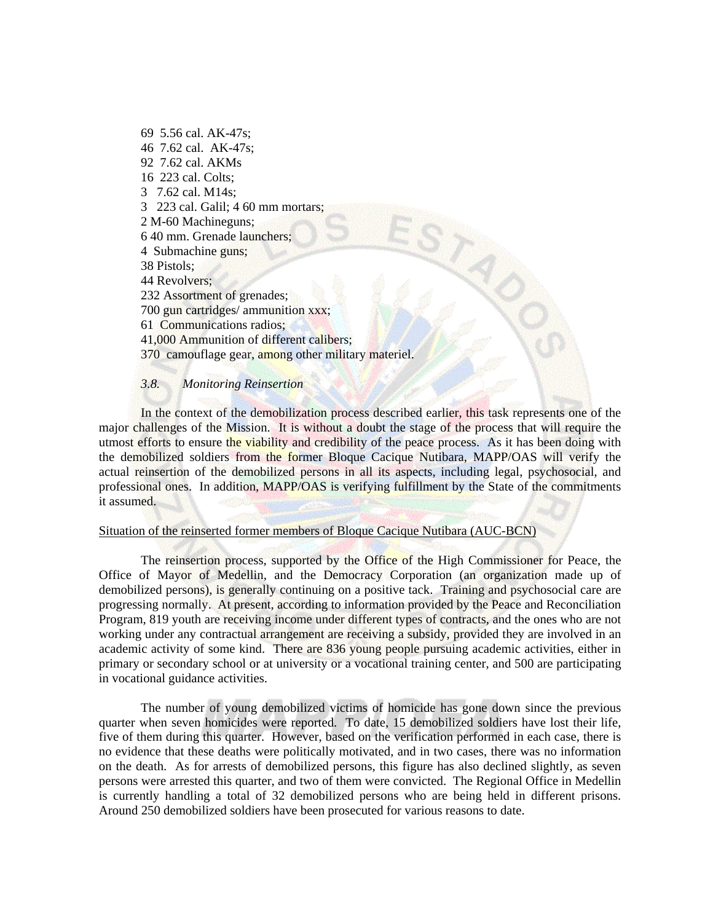69 5.56 cal. AK-47s;
46 7.62 cal. AK-47s;
92 7.62 cal. AKMs
16 223 cal. Colts;
3 7.62 cal. M14s;
3 223 cal. Galil; 4 60 mm mortars;
2 M-60 Machineguns;
6 40 mm. Grenade launchers;
4 Submachine guns;
38 Pistols;
44 Revolvers;
232 Assortment of grenades;
700 gun cartridges/ ammunition xxx;
61 Communications radios;
41,000 Ammunition of different calibers;
370 camouflage gear, among other military materiel.

### *3.8. Monitoring Reinsertion*

In the context of the demobilization process described earlier, this task represents one of the major challenges of the Mission. It is without a doubt the stage of the process that will require the utmost efforts to ensure the viability and credibility of the peace process. As it has been doing with the demobilized soldiers from the former Bloque Cacique Nutibara, MAPP/OAS will verify the actual reinsertion of the demobilized persons in all its aspects, including legal, psychosocial, and professional ones. In addition, MAPP/OAS is verifying fulfillment by the State of the commitments it assumed.

<u>Situation of the reinserted former members of Bloque Cacique Nutibara (AUC-BCN)</u>

The reinsertion process, supported by the Office of the High Commissioner for Peace, the Office of Mayor of Medellin, and the Democracy Corporation (an organization made up of demobilized persons), is generally continuing on a positive tack. Training and psychosocial care are progressing normally. At present, according to information provided by the Peace and Reconciliation Program, 819 youth are receiving income under different types of contracts, and the ones who are not working under any contractual arrangement are receiving a subsidy, provided they are involved in an academic activity of some kind. There are 836 young people pursuing academic activities, either in primary or secondary school or at university or a vocational training center, and 500 are participating in vocational guidance activities.

The number of young demobilized victims of homicide has gone down since the previous quarter when seven homicides were reported. To date, 15 demobilized soldiers have lost their life, five of them during this quarter. However, based on the verification performed in each case, there is no evidence that these deaths were politically motivated, and in two cases, there was no information on the death. As for arrests of demobilized persons, this figure has also declined slightly, as seven persons were arrested this quarter, and two of them were convicted. The Regional Office in Medellin is currently handling a total of 32 demobilized persons who are being held in different prisons. Around 250 demobilized soldiers have been prosecuted for various reasons to date.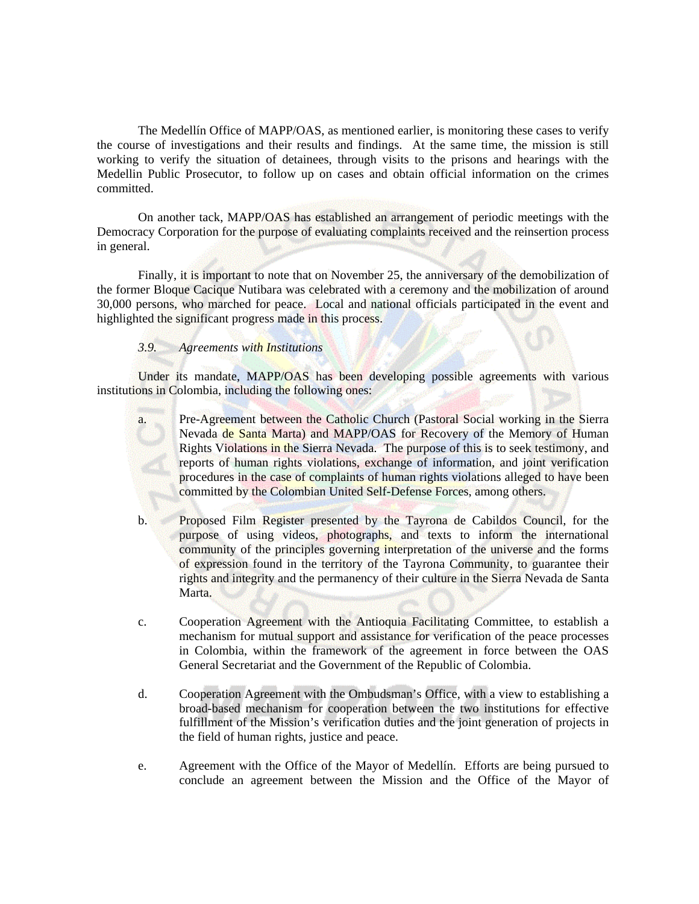The Medellín Office of MAPP/OAS, as mentioned earlier, is monitoring these cases to verify the course of investigations and their results and findings. At the same time, the mission is still working to verify the situation of detainees, through visits to the prisons and hearings with the Medellin Public Prosecutor, to follow up on cases and obtain official information on the crimes committed.

On another tack, MAPP/OAS has established an arrangement of periodic meetings with the Democracy Corporation for the purpose of evaluating complaints received and the reinsertion process in general.

Finally, it is important to note that on November 25, the anniversary of the demobilization of the former Bloque Cacique Nutibara was celebrated with a ceremony and the mobilization of around 30,000 persons, who marched for peace. Local and national officials participated in the event and highlighted the significant progress made in this process.

### *3.9. Agreements with Institutions*

Under its mandate, MAPP/OAS has been developing possible agreements with various institutions in Colombia, including the following ones:

a. Pre-Agreement between the Catholic Church (Pastoral Social working in the Sierra Nevada de Santa Marta) and MAPP/OAS for Recovery of the Memory of Human Rights Violations in the Sierra Nevada. The purpose of this is to seek testimony, and reports of human rights violations, exchange of information, and joint verification procedures in the case of complaints of human rights violations alleged to have been committed by the Colombian United Self-Defense Forces, among others.

b. Proposed Film Register presented by the Tayrona de Cabildos Council, for the purpose of using videos, photographs, and texts to inform the international community of the principles governing interpretation of the universe and the forms of expression found in the territory of the Tayrona Community, to guarantee their rights and integrity and the permanency of their culture in the Sierra Nevada de Santa Marta.

c. Cooperation Agreement with the Antioquia Facilitating Committee, to establish a mechanism for mutual support and assistance for verification of the peace processes in Colombia, within the framework of the agreement in force between the OAS General Secretariat and the Government of the Republic of Colombia.

d. Cooperation Agreement with the Ombudsman's Office, with a view to establishing a broad-based mechanism for cooperation between the two institutions for effective fulfillment of the Mission's verification duties and the joint generation of projects in the field of human rights, justice and peace.

e. Agreement with the Office of the Mayor of Medellín. Efforts are being pursued to conclude an agreement between the Mission and the Office of the Mayor of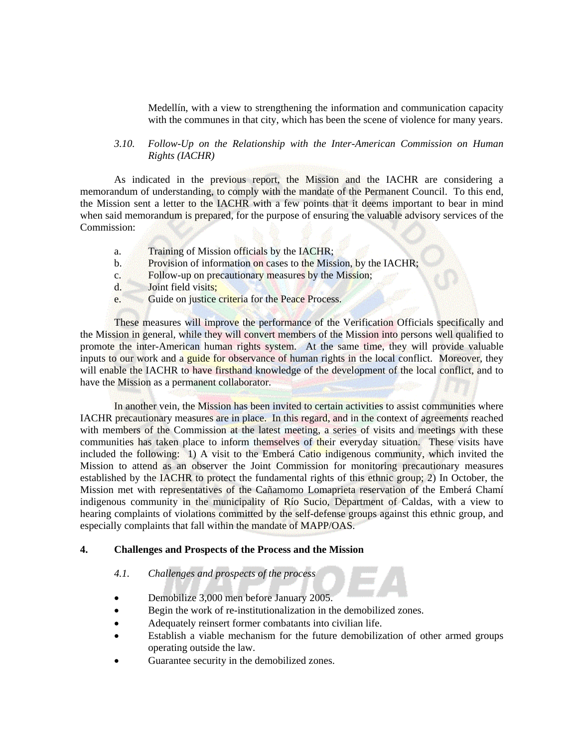Medellín, with a view to strengthening the information and communication capacity with the communes in that city, which has been the scene of violence for many years.

### *3.10. Follow-Up on the Relationship with the Inter-American Commission on Human Rights (IACHR)*

As indicated in the previous report, the Mission and the IACHR are considering a memorandum of understanding, to comply with the mandate of the Permanent Council. To this end, the Mission sent a letter to the IACHR with a few points that it deems important to bear in mind when said memorandum is prepared, for the purpose of ensuring the valuable advisory services of the Commission:

a. Training of Mission officials by the IACHR;
b. Provision of information on cases to the Mission, by the IACHR;
c. Follow-up on precautionary measures by the Mission;
d. Joint field visits;
e. Guide on justice criteria for the Peace Process.

These measures will improve the performance of the Verification Officials specifically and the Mission in general, while they will convert members of the Mission into persons well qualified to promote the inter-American human rights system. At the same time, they will provide valuable inputs to our work and a guide for observance of human rights in the local conflict. Moreover, they will enable the IACHR to have firsthand knowledge of the development of the local conflict, and to have the Mission as a permanent collaborator.

In another vein, the Mission has been invited to certain activities to assist communities where IACHR precautionary measures are in place. In this regard, and in the context of agreements reached with members of the Commission at the latest meeting, a series of visits and meetings with these communities has taken place to inform themselves of their everyday situation. These visits have included the following: 1) A visit to the Emberá Catio indigenous community, which invited the Mission to attend as an observer the Joint Commission for monitoring precautionary measures established by the IACHR to protect the fundamental rights of this ethnic group; 2) In October, the Mission met with representatives of the Cañamomo Lomaprieta reservation of the Emberá Chamí indigenous community in the municipality of Río Sucio, Department of Caldas, with a view to hearing complaints of violations committed by the self-defense groups against this ethnic group, and especially complaints that fall within the mandate of MAPP/OAS.

## 4. Challenges and Prospects of the Process and the Mission

### *4.1. Challenges and prospects of the process*

- Demobilize 3,000 men before January 2005.
- Begin the work of re-institutionalization in the demobilized zones.
- Adequately reinsert former combatants into civilian life.
- Establish a viable mechanism for the future demobilization of other armed groups operating outside the law.
- Guarantee security in the demobilized zones.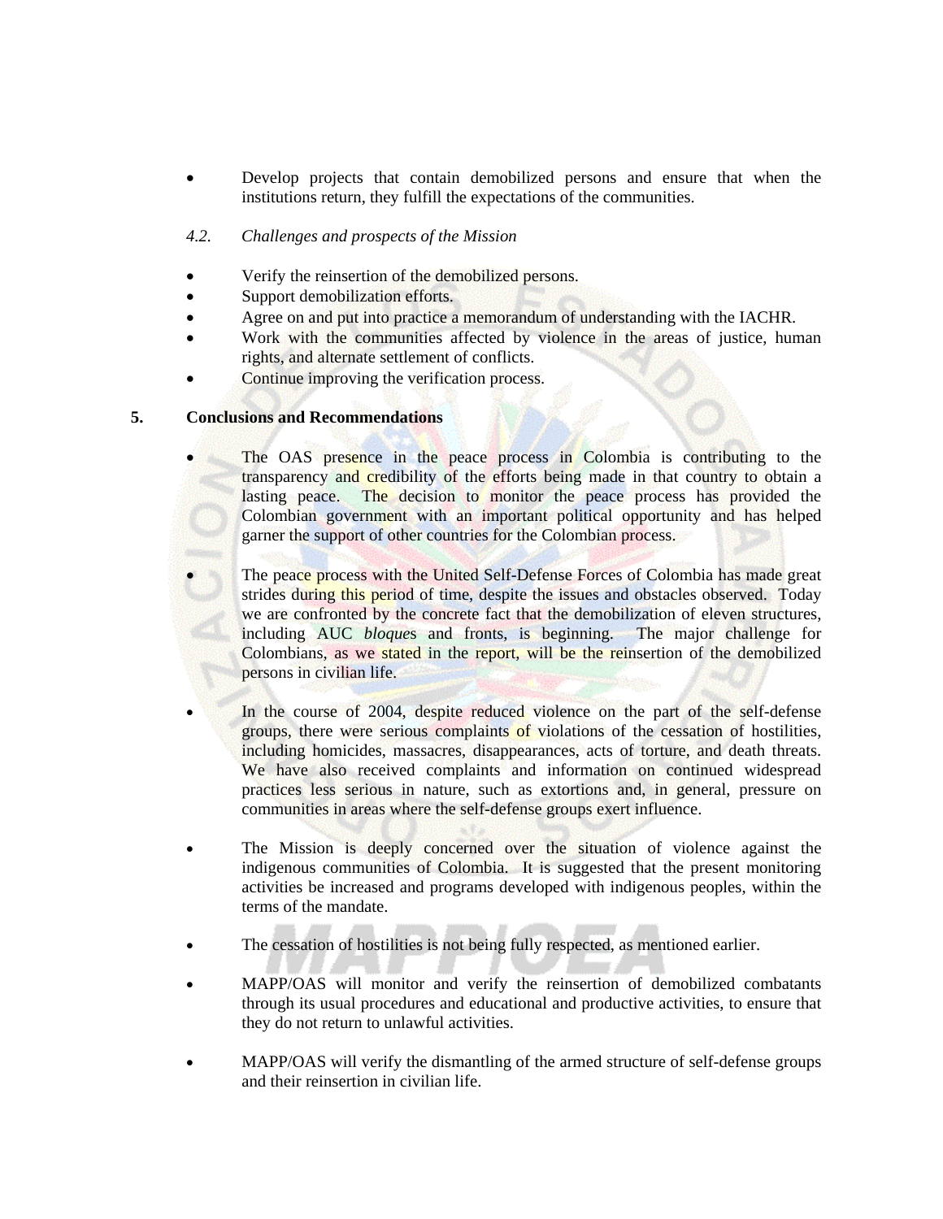- Develop projects that contain demobilized persons and ensure that when the institutions return, they fulfill the expectations of the communities.

*4.2. Challenges and prospects of the Mission*

- Verify the reinsertion of the demobilized persons.
- Support demobilization efforts.
- Agree on and put into practice a memorandum of understanding with the IACHR.
- Work with the communities affected by violence in the areas of justice, human rights, and alternate settlement of conflicts.
- Continue improving the verification process.

## 5. Conclusions and Recommendations

- The OAS presence in the peace process in Colombia is contributing to the transparency and credibility of the efforts being made in that country to obtain a lasting peace. The decision to monitor the peace process has provided the Colombian government with an important political opportunity and has helped garner the support of other countries for the Colombian process.

- The peace process with the United Self-Defense Forces of Colombia has made great strides during this period of time, despite the issues and obstacles observed. Today we are confronted by the concrete fact that the demobilization of eleven structures, including AUC *bloque*s and fronts, is beginning. The major challenge for Colombians, as we stated in the report, will be the reinsertion of the demobilized persons in civilian life.

- In the course of 2004, despite reduced violence on the part of the self-defense groups, there were serious complaints of violations of the cessation of hostilities, including homicides, massacres, disappearances, acts of torture, and death threats. We have also received complaints and information on continued widespread practices less serious in nature, such as extortions and, in general, pressure on communities in areas where the self-defense groups exert influence.

- The Mission is deeply concerned over the situation of violence against the indigenous communities of Colombia. It is suggested that the present monitoring activities be increased and programs developed with indigenous peoples, within the terms of the mandate.

- The cessation of hostilities is not being fully respected, as mentioned earlier.

- MAPP/OAS will monitor and verify the reinsertion of demobilized combatants through its usual procedures and educational and productive activities, to ensure that they do not return to unlawful activities.

- MAPP/OAS will verify the dismantling of the armed structure of self-defense groups and their reinsertion in civilian life.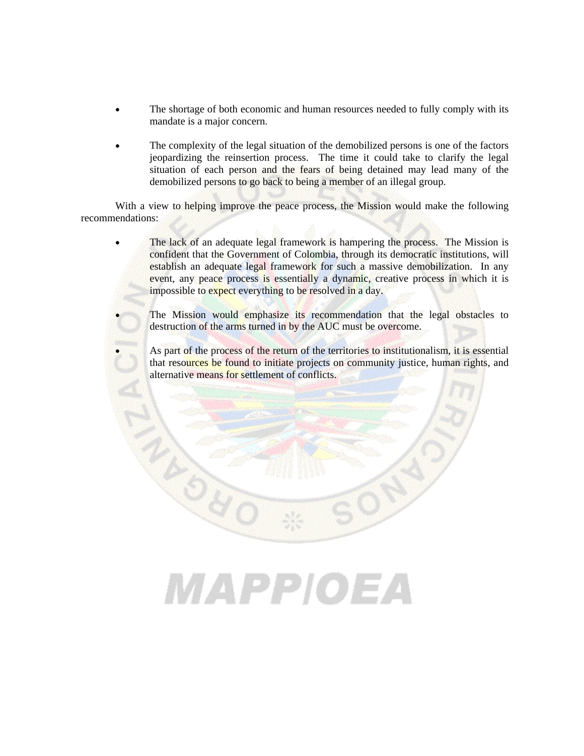- The shortage of both economic and human resources needed to fully comply with its mandate is a major concern.

- The complexity of the legal situation of the demobilized persons is one of the factors jeopardizing the reinsertion process. The time it could take to clarify the legal situation of each person and the fears of being detained may lead many of the demobilized persons to go back to being a member of an illegal group.

With a view to helping improve the peace process, the Mission would make the following recommendations:

- The lack of an adequate legal framework is hampering the process. The Mission is confident that the Government of Colombia, through its democratic institutions, will establish an adequate legal framework for such a massive demobilization. In any event, any peace process is essentially a dynamic, creative process in which it is impossible to expect everything to be resolved in a day.

- The Mission would emphasize its recommendation that the legal obstacles to destruction of the arms turned in by the AUC must be overcome.

- As part of the process of the return of the territories to institutionalism, it is essential that resources be found to initiate projects on community justice, human rights, and alternative means for settlement of conflicts.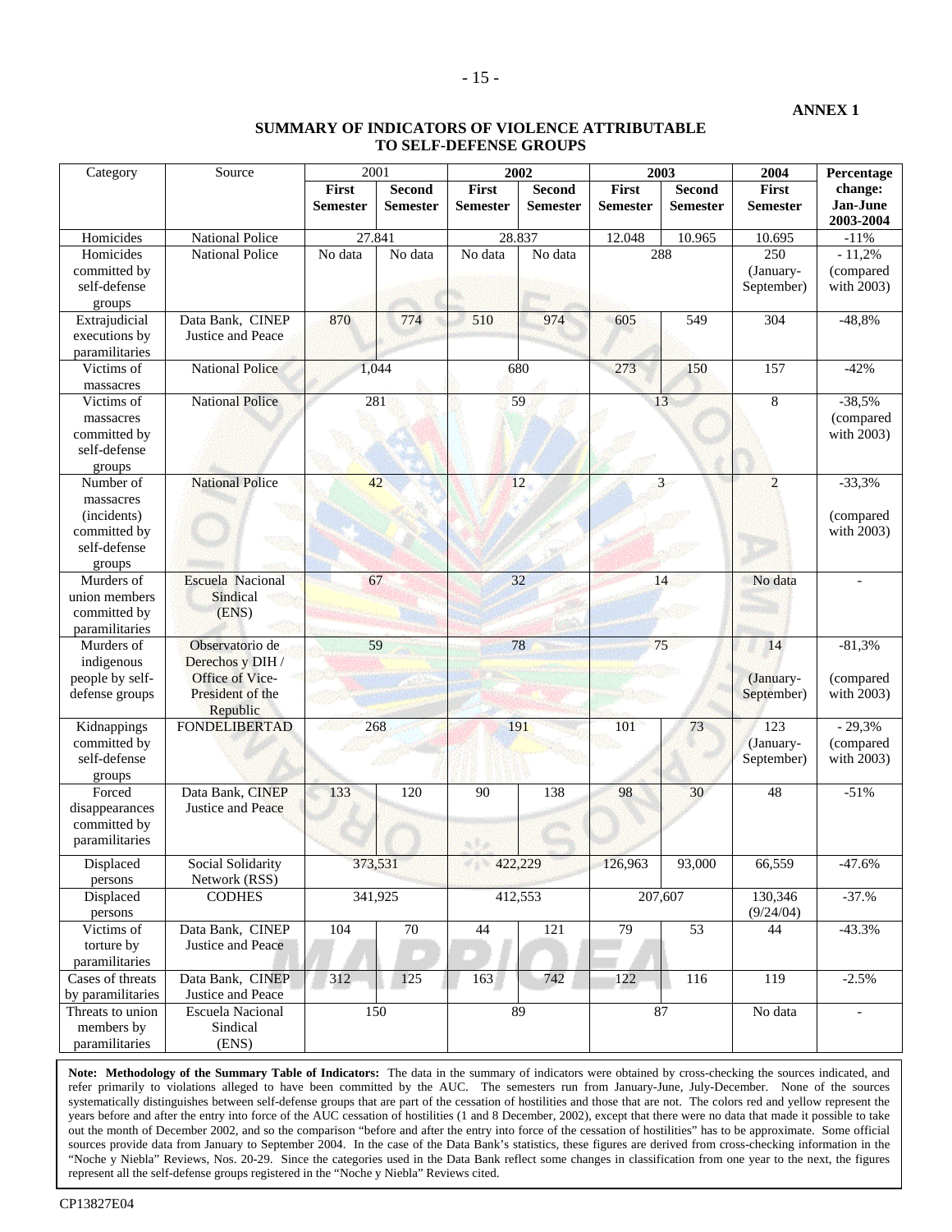**ANNEX 1**

## SUMMARY OF INDICATORS OF VIOLENCE ATTRIBUTABLE TO SELF-DEFENSE GROUPS

| Category | Source | 2001 | | 2002 | | 2003 | | 2004 | Percentage change: |
|---|---|---|---|---|---|---|---|---|---|
| | | First Semester | Second Semester | First Semester | Second Semester | First Semester | Second Semester | First Semester | Jan-June 2003-2004 |
| Homicides | National Police | 27.841 | | 28.837 | | 12.048 | 10.965 | 10.695 | -11% |
| Homicides committed by self-defense groups | National Police | No data | No data | No data | No data | 288 | | 250 (January-September) | - 11,2% (compared with 2003) |
| Extrajudicial executions by paramilitaries | Data Bank, CINEP Justice and Peace | 870 | 774 | 510 | 974 | 605 | 549 | 304 | -48,8% |
| Victims of massacres | National Police | 1,044 | | 680 | | 273 | 150 | 157 | -42% |
| Victims of massacres committed by self-defense groups | National Police | 281 | | 59 | | 13 | | 8 | -38,5% (compared with 2003) |
| Number of massacres (incidents) committed by self-defense groups | National Police | 42 | | 12 | | 3 | | 2 | -33,3% (compared with 2003) |
| Murders of union members committed by paramilitaries | Escuela Nacional Sindical (ENS) | 67 | | 32 | | 14 | | No data | - |
| Murders of indigenous people by self-defense groups | Observatorio de Derechos y DIH / Office of Vice-President of the Republic | 59 | | 78 | | 75 | | 14 (January-September) | -81,3% (compared with 2003) |
| Kidnappings committed by self-defense groups | FONDELIBERTAD | 268 | | 191 | | 101 | 73 | 123 (January-September) | - 29,3% (compared with 2003) |
| Forced disappearances committed by paramilitaries | Data Bank, CINEP Justice and Peace | 133 | 120 | 90 | 138 | 98 | 30 | 48 | -51% |
| Displaced persons | Social Solidarity Network (RSS) | 373,531 | | 422,229 | | 126,963 | 93,000 | 66,559 | -47.6% |
| Displaced persons | CODHES | 341,925 | | 412,553 | | 207,607 | | 130,346 (9/24/04) | -37.% |
| Victims of torture by paramilitaries | Data Bank, CINEP Justice and Peace | 104 | 70 | 44 | 121 | 79 | 53 | 44 | -43.3% |
| Cases of threats by paramilitaries | Data Bank, CINEP Justice and Peace | 312 | 125 | 163 | 742 | 122 | 116 | 119 | -2.5% |
| Threats to union members by paramilitaries | Escuela Nacional Sindical (ENS) | 150 | | 89 | | 87 | | No data | - |

**Note: Methodology of the Summary Table of Indicators:** The data in the summary of indicators were obtained by cross-checking the sources indicated, and refer primarily to violations alleged to have been committed by the AUC. The semesters run from January-June, July-December. None of the sources systematically distinguishes between self-defense groups that are part of the cessation of hostilities and those that are not. The colors red and yellow represent the years before and after the entry into force of the AUC cessation of hostilities (1 and 8 December, 2002), except that there were no data that made it possible to take out the month of December 2002, and so the comparison "before and after the entry into force of the cessation of hostilities" has to be approximate. Some official sources provide data from January to September 2004. In the case of the Data Bank's statistics, these figures are derived from cross-checking information in the "Noche y Niebla" Reviews, Nos. 20-29. Since the categories used in the Data Bank reflect some changes in classification from one year to the next, the figures represent all the self-defense groups registered in the "Noche y Niebla" Reviews cited.

CP13827E04